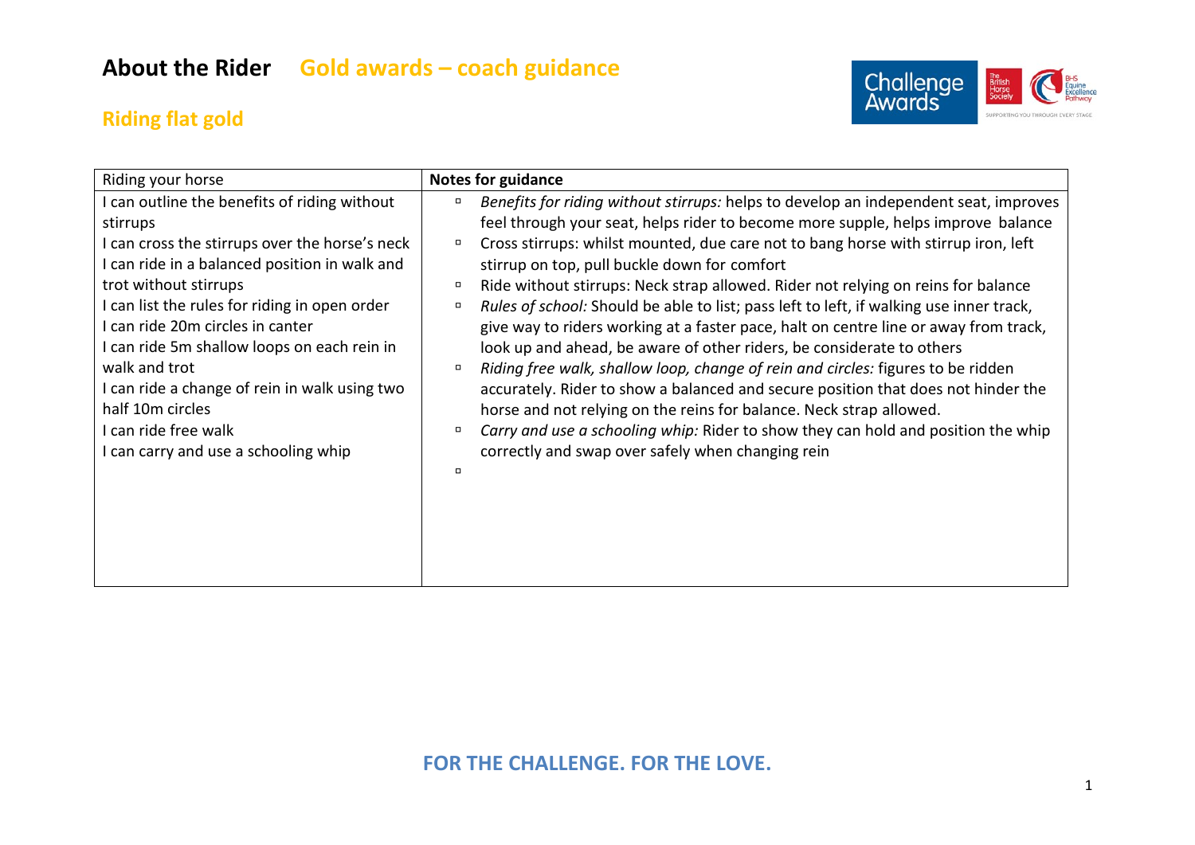# About the Rider Gold awards – coach guidance

## Riding flat gold

| Riding your horse | **Notes for guidance** |
|---|---|
| I can outline the benefits of riding without stirrups<br>I can cross the stirrups over the horse's neck<br>I can ride in a balanced position in walk and trot without stirrups<br>I can list the rules for riding in open order<br>I can ride 20m circles in canter<br>I can ride 5m shallow loops on each rein in walk and trot<br>I can ride a change of rein in walk using two half 10m circles<br>I can ride free walk<br>I can carry and use a schooling whip | ▫ *Benefits for riding without stirrups:* helps to develop an independent seat, improves feel through your seat, helps rider to become more supple, helps improve balance<br>▫ Cross stirrups: whilst mounted, due care not to bang horse with stirrup iron, left stirrup on top, pull buckle down for comfort<br>▫ Ride without stirrups: Neck strap allowed. Rider not relying on reins for balance<br>▫ *Rules of school:* Should be able to list; pass left to left, if walking use inner track, give way to riders working at a faster pace, halt on centre line or away from track, look up and ahead, be aware of other riders, be considerate to others<br>▫ *Riding free walk, shallow loop, change of rein and circles:* figures to be ridden accurately. Rider to show a balanced and secure position that does not hinder the horse and not relying on the reins for balance. Neck strap allowed.<br>▫ *Carry and use a schooling whip:* Rider to show they can hold and position the whip correctly and swap over safely when changing rein<br>▫ |

**FOR THE CHALLENGE. FOR THE LOVE.**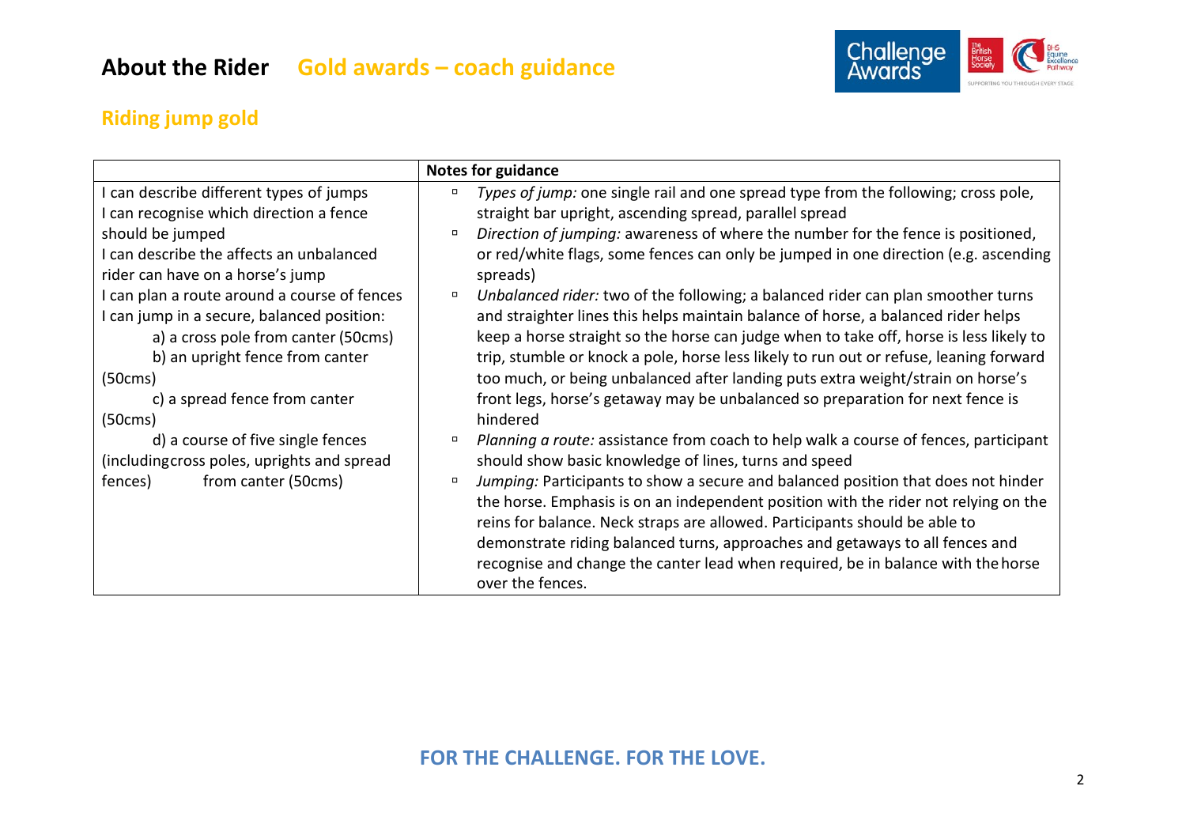## About the Rider Gold awards – coach guidance

### Riding jump gold

| | Notes for guidance |
|---|---|
| I can describe different types of jumps<br>I can recognise which direction a fence should be jumped<br>I can describe the affects an unbalanced rider can have on a horse's jump<br>I can plan a route around a course of fences<br>I can jump in a secure, balanced position:<br>a) a cross pole from canter (50cms)<br>b) an upright fence from canter (50cms)<br>c) a spread fence from canter (50cms)<br>d) a course of five single fences (including cross poles, uprights and spread fences) from canter (50cms) | ▫ *Types of jump:* one single rail and one spread type from the following; cross pole, straight bar upright, ascending spread, parallel spread<br>▫ *Direction of jumping:* awareness of where the number for the fence is positioned, or red/white flags, some fences can only be jumped in one direction (e.g. ascending spreads)<br>▫ *Unbalanced rider:* two of the following; a balanced rider can plan smoother turns and straighter lines this helps maintain balance of horse, a balanced rider helps keep a horse straight so the horse can judge when to take off, horse is less likely to trip, stumble or knock a pole, horse less likely to run out or refuse, leaning forward too much, or being unbalanced after landing puts extra weight/strain on horse's front legs, horse's getaway may be unbalanced so preparation for next fence is hindered<br>▫ *Planning a route:* assistance from coach to help walk a course of fences, participant should show basic knowledge of lines, turns and speed<br>▫ *Jumping:* Participants to show a secure and balanced position that does not hinder the horse. Emphasis is on an independent position with the rider not relying on the reins for balance. Neck straps are allowed. Participants should be able to demonstrate riding balanced turns, approaches and getaways to all fences and recognise and change the canter lead when required, be in balance with the horse over the fences. |

**FOR THE CHALLENGE. FOR THE LOVE.**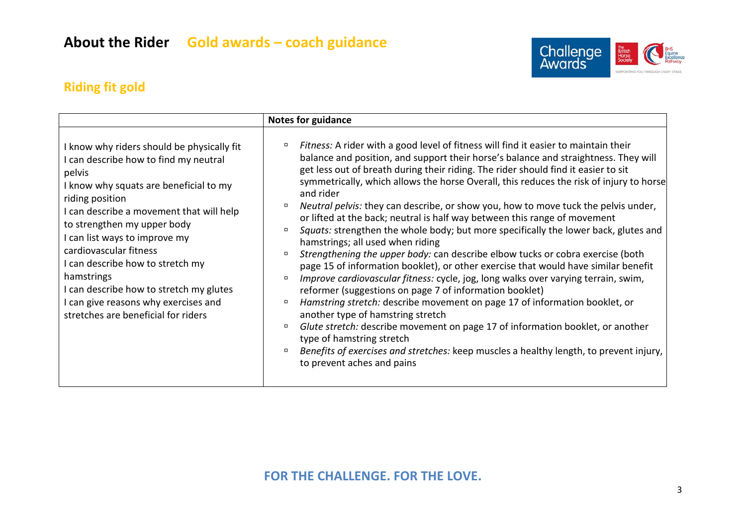# About the Rider **Gold awards – coach guidance**

## Riding fit gold

| | Notes for guidance |
|---|---|
| I know why riders should be physically fit<br>I can describe how to find my neutral pelvis<br>I know why squats are beneficial to my riding position<br>I can describe a movement that will help to strengthen my upper body<br>I can list ways to improve my cardiovascular fitness<br>I can describe how to stretch my hamstrings<br>I can describe how to stretch my glutes<br>I can give reasons why exercises and stretches are beneficial for riders | ▫ *Fitness:* A rider with a good level of fitness will find it easier to maintain their balance and position, and support their horse's balance and straightness. They will get less out of breath during their riding. The rider should find it easier to sit symmetrically, which allows the horse Overall, this reduces the risk of injury to horse and rider<br>▫ *Neutral pelvis:* they can describe, or show you, how to move tuck the pelvis under, or lifted at the back; neutral is half way between this range of movement<br>▫ *Squats:* strengthen the whole body; but more specifically the lower back, glutes and hamstrings; all used when riding<br>▫ *Strengthening the upper body:* can describe elbow tucks or cobra exercise (both page 15 of information booklet), or other exercise that would have similar benefit<br>▫ *Improve cardiovascular fitness:* cycle, jog, long walks over varying terrain, swim, reformer (suggestions on page 7 of information booklet)<br>▫ *Hamstring stretch:* describe movement on page 17 of information booklet, or another type of hamstring stretch<br>▫ *Glute stretch:* describe movement on page 17 of information booklet, or another type of hamstring stretch<br>▫ *Benefits of exercises and stretches:* keep muscles a healthy length, to prevent injury, to prevent aches and pains |

**FOR THE CHALLENGE. FOR THE LOVE.**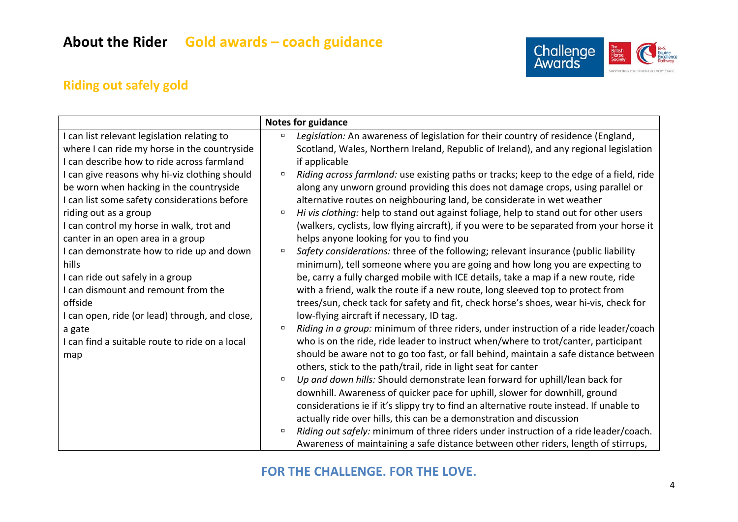## About the Rider Gold awards – coach guidance

### Riding out safely gold

| | Notes for guidance |
|---|---|
| I can list relevant legislation relating to where I can ride my horse in the countryside<br>I can describe how to ride across farmland<br>I can give reasons why hi-viz clothing should be worn when hacking in the countryside<br>I can list some safety considerations before riding out as a group<br>I can control my horse in walk, trot and canter in an open area in a group<br>I can demonstrate how to ride up and down hills<br>I can ride out safely in a group<br>I can dismount and remount from the offside<br>I can open, ride (or lead) through, and close, a gate<br>I can find a suitable route to ride on a local map | ▫ *Legislation:* An awareness of legislation for their country of residence (England, Scotland, Wales, Northern Ireland, Republic of Ireland), and any regional legislation if applicable<br>▫ *Riding across farmland:* use existing paths or tracks; keep to the edge of a field, ride along any unworn ground providing this does not damage crops, using parallel or alternative routes on neighbouring land, be considerate in wet weather<br>▫ *Hi vis clothing:* help to stand out against foliage, help to stand out for other users (walkers, cyclists, low flying aircraft), if you were to be separated from your horse it helps anyone looking for you to find you<br>▫ *Safety considerations:* three of the following; relevant insurance (public liability minimum), tell someone where you are going and how long you are expecting to be, carry a fully charged mobile with ICE details, take a map if a new route, ride with a friend, walk the route if a new route, long sleeved top to protect from trees/sun, check tack for safety and fit, check horse's shoes, wear hi-vis, check for low-flying aircraft if necessary, ID tag.<br>▫ *Riding in a group:* minimum of three riders, under instruction of a ride leader/coach who is on the ride, ride leader to instruct when/where to trot/canter, participant should be aware not to go too fast, or fall behind, maintain a safe distance between others, stick to the path/trail, ride in light seat for canter<br>▫ *Up and down hills:* Should demonstrate lean forward for uphill/lean back for downhill. Awareness of quicker pace for uphill, slower for downhill, ground considerations ie if it's slippy try to find an alternative route instead. If unable to actually ride over hills, this can be a demonstration and discussion<br>▫ *Riding out safely:* minimum of three riders under instruction of a ride leader/coach. Awareness of maintaining a safe distance between other riders, length of stirrups, |

**FOR THE CHALLENGE. FOR THE LOVE.**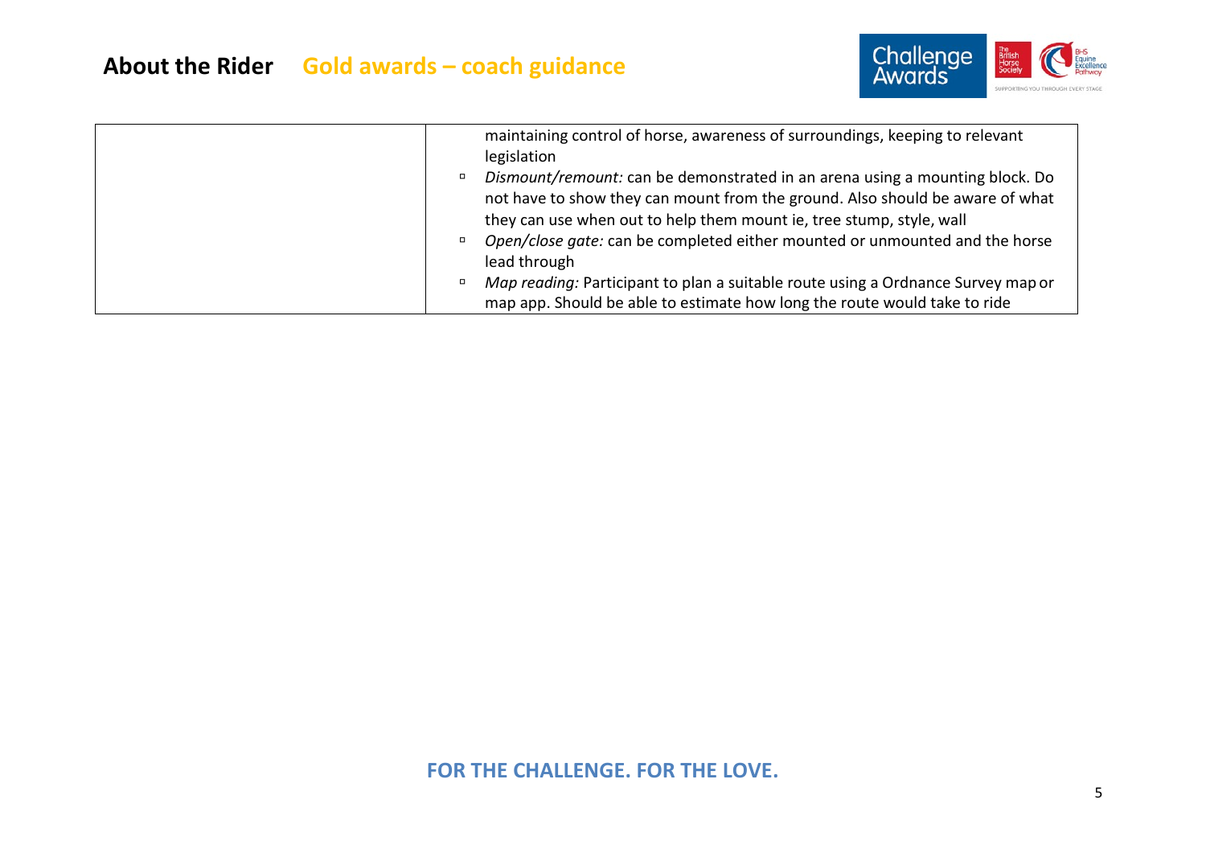| | |
|---|---|
| | maintaining control of horse, awareness of surroundings, keeping to relevant legislation<br>▫ *Dismount/remount:* can be demonstrated in an arena using a mounting block. Do not have to show they can mount from the ground. Also should be aware of what they can use when out to help them mount ie, tree stump, style, wall<br>▫ *Open/close gate:* can be completed either mounted or unmounted and the horse lead through<br>▫ *Map reading:* Participant to plan a suitable route using a Ordnance Survey map or map app. Should be able to estimate how long the route would take to ride |